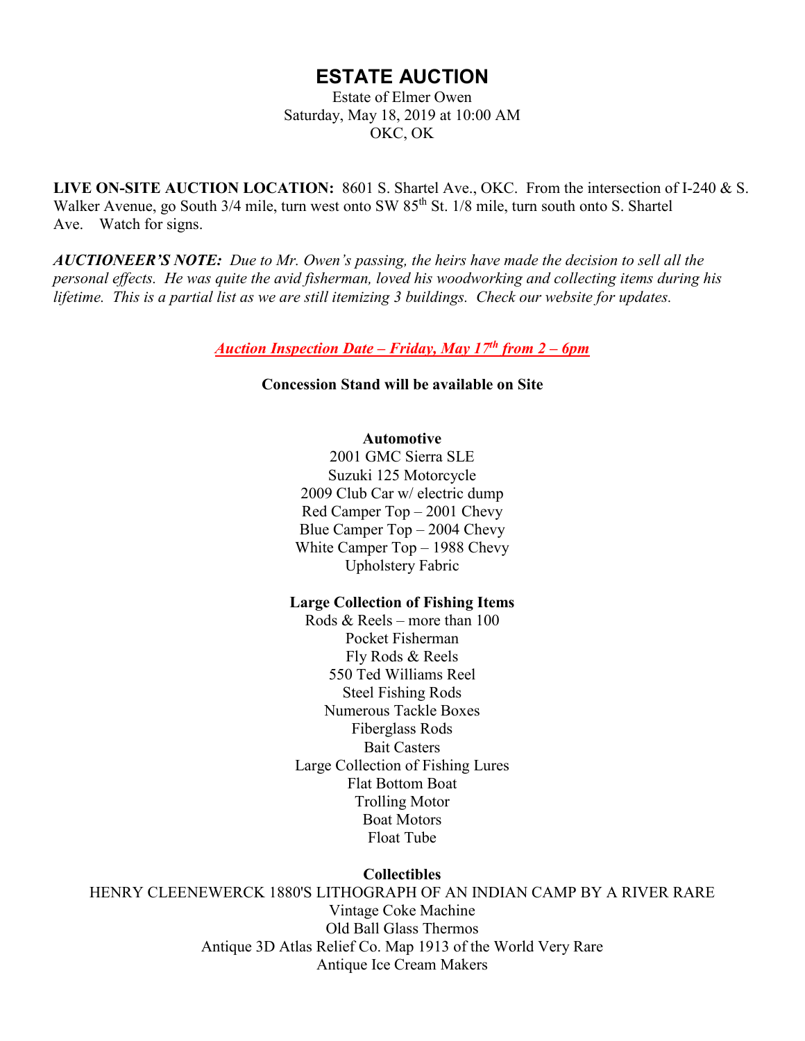# ESTATE AUCTION

Estate of Elmer Owen
Saturday, May 18, 2019 at 10:00 AM
OKC, OK

**LIVE ON-SITE AUCTION LOCATION:** 8601 S. Shartel Ave., OKC. From the intersection of I-240 & S. Walker Avenue, go South 3/4 mile, turn west onto SW 85th St. 1/8 mile, turn south onto S. Shartel Ave. Watch for signs.

***AUCTIONEER'S NOTE:*** *Due to Mr. Owen's passing, the heirs have made the decision to sell all the personal effects. He was quite the avid fisherman, loved his woodworking and collecting items during his lifetime. This is a partial list as we are still itemizing 3 buildings. Check our website for updates.*

***Auction Inspection Date – Friday, May 17th from 2 – 6pm***

**Concession Stand will be available on Site**

**Automotive**

2001 GMC Sierra SLE
Suzuki 125 Motorcycle
2009 Club Car w/ electric dump
Red Camper Top – 2001 Chevy
Blue Camper Top – 2004 Chevy
White Camper Top – 1988 Chevy
Upholstery Fabric

**Large Collection of Fishing Items**

Rods & Reels – more than 100
Pocket Fisherman
Fly Rods & Reels
550 Ted Williams Reel
Steel Fishing Rods
Numerous Tackle Boxes
Fiberglass Rods
Bait Casters
Large Collection of Fishing Lures
Flat Bottom Boat
Trolling Motor
Boat Motors
Float Tube

**Collectibles**

HENRY CLEENEWERCK 1880'S LITHOGRAPH OF AN INDIAN CAMP BY A RIVER RARE
Vintage Coke Machine
Old Ball Glass Thermos
Antique 3D Atlas Relief Co. Map 1913 of the World Very Rare
Antique Ice Cream Makers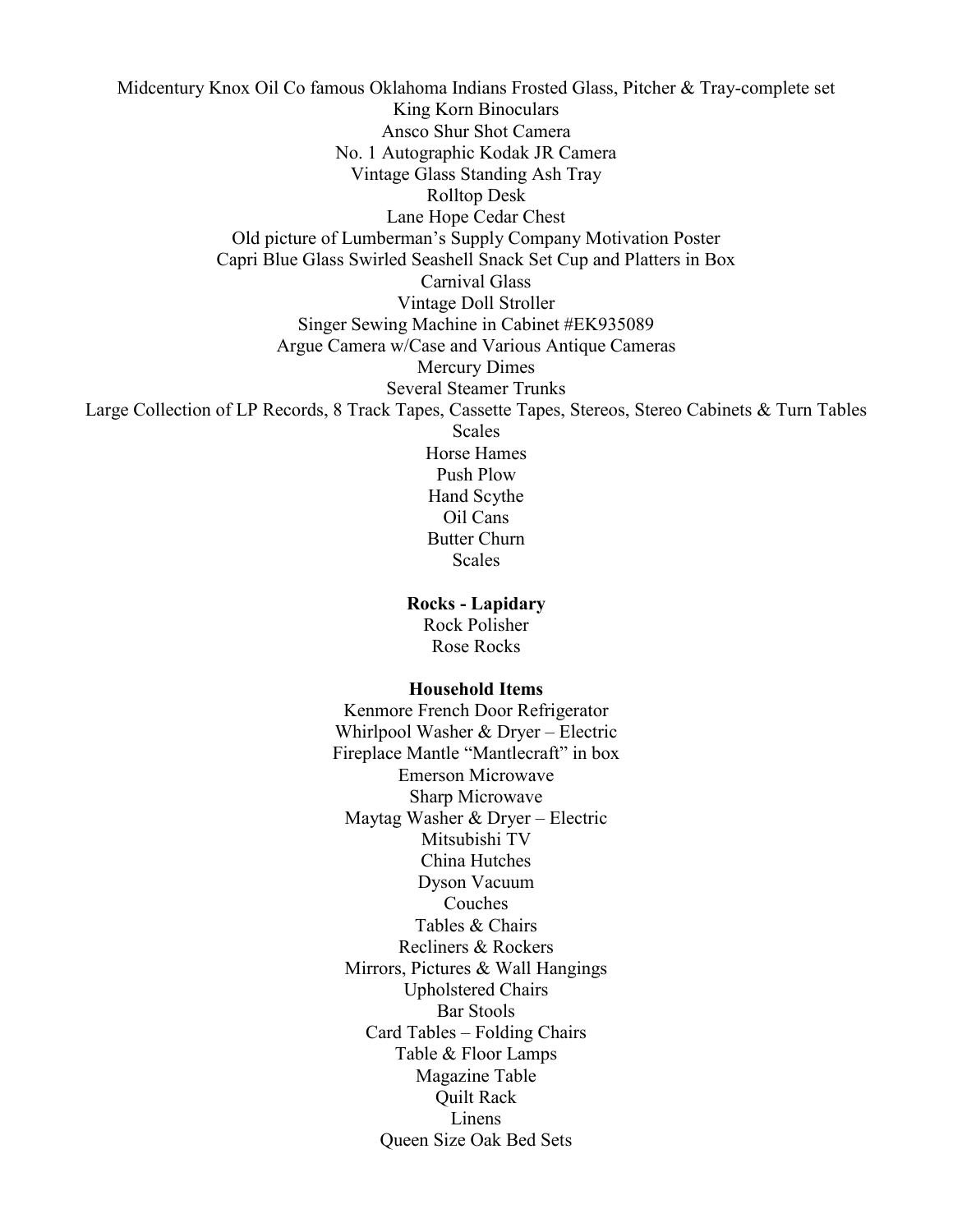Midcentury Knox Oil Co famous Oklahoma Indians Frosted Glass, Pitcher & Tray-complete set
King Korn Binoculars
Ansco Shur Shot Camera
No. 1 Autographic Kodak JR Camera
Vintage Glass Standing Ash Tray
Rolltop Desk
Lane Hope Cedar Chest
Old picture of Lumberman's Supply Company Motivation Poster
Capri Blue Glass Swirled Seashell Snack Set Cup and Platters in Box
Carnival Glass
Vintage Doll Stroller
Singer Sewing Machine in Cabinet #EK935089
Argue Camera w/Case and Various Antique Cameras
Mercury Dimes
Several Steamer Trunks
Large Collection of LP Records, 8 Track Tapes, Cassette Tapes, Stereos, Stereo Cabinets & Turn Tables
Scales
Horse Hames
Push Plow
Hand Scythe
Oil Cans
Butter Churn
Scales

**Rocks - Lapidary**

Rock Polisher
Rose Rocks

**Household Items**

Kenmore French Door Refrigerator
Whirlpool Washer & Dryer – Electric
Fireplace Mantle "Mantlecraft" in box
Emerson Microwave
Sharp Microwave
Maytag Washer & Dryer – Electric
Mitsubishi TV
China Hutches
Dyson Vacuum
Couches
Tables & Chairs
Recliners & Rockers
Mirrors, Pictures & Wall Hangings
Upholstered Chairs
Bar Stools
Card Tables – Folding Chairs
Table & Floor Lamps
Magazine Table
Quilt Rack
Linens
Queen Size Oak Bed Sets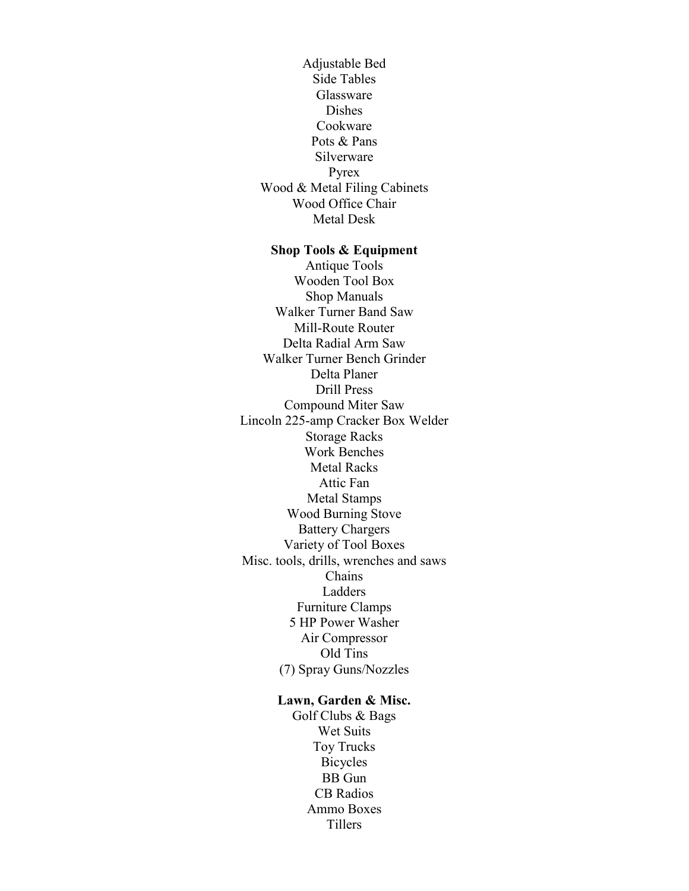Adjustable Bed
Side Tables
Glassware
Dishes
Cookware
Pots & Pans
Silverware
Pyrex
Wood & Metal Filing Cabinets
Wood Office Chair
Metal Desk

**Shop Tools & Equipment**

Antique Tools
Wooden Tool Box
Shop Manuals
Walker Turner Band Saw
Mill-Route Router
Delta Radial Arm Saw
Walker Turner Bench Grinder
Delta Planer
Drill Press
Compound Miter Saw
Lincoln 225-amp Cracker Box Welder
Storage Racks
Work Benches
Metal Racks
Attic Fan
Metal Stamps
Wood Burning Stove
Battery Chargers
Variety of Tool Boxes
Misc. tools, drills, wrenches and saws
Chains
Ladders
Furniture Clamps
5 HP Power Washer
Air Compressor
Old Tins
(7) Spray Guns/Nozzles

**Lawn, Garden & Misc.**

Golf Clubs & Bags
Wet Suits
Toy Trucks
Bicycles
BB Gun
CB Radios
Ammo Boxes
Tillers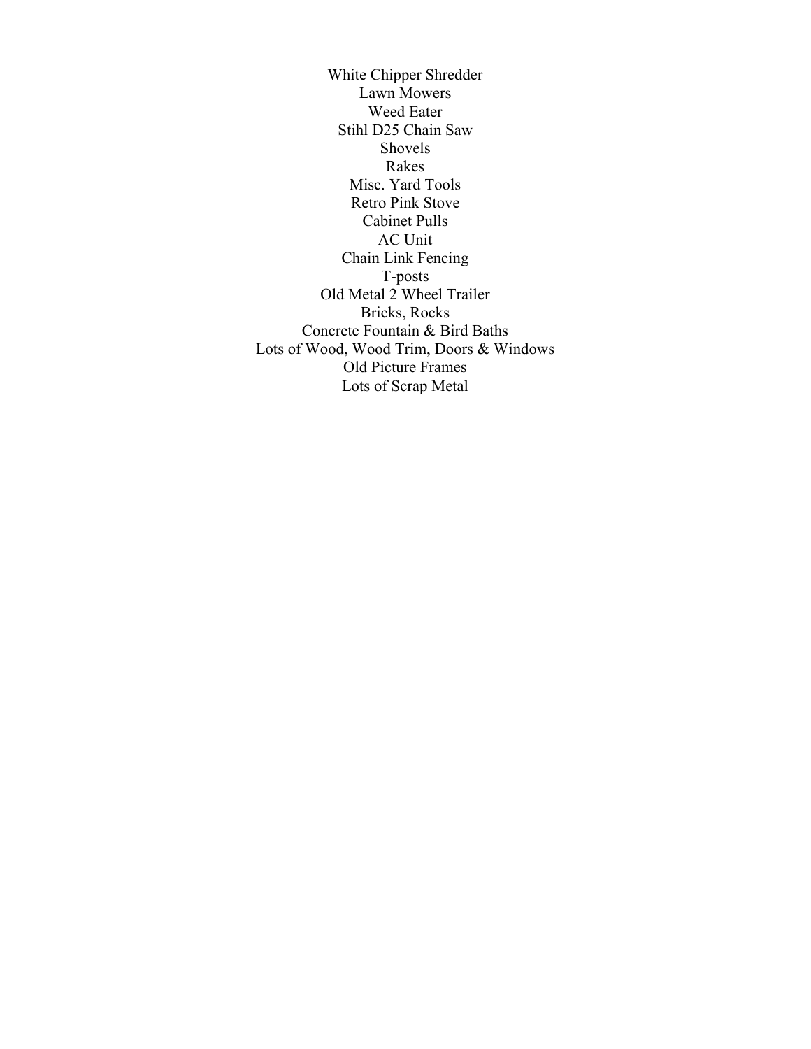White Chipper Shredder
Lawn Mowers
Weed Eater
Stihl D25 Chain Saw
Shovels
Rakes
Misc. Yard Tools
Retro Pink Stove
Cabinet Pulls
AC Unit
Chain Link Fencing
T-posts
Old Metal 2 Wheel Trailer
Bricks, Rocks
Concrete Fountain & Bird Baths
Lots of Wood, Wood Trim, Doors & Windows
Old Picture Frames
Lots of Scrap Metal